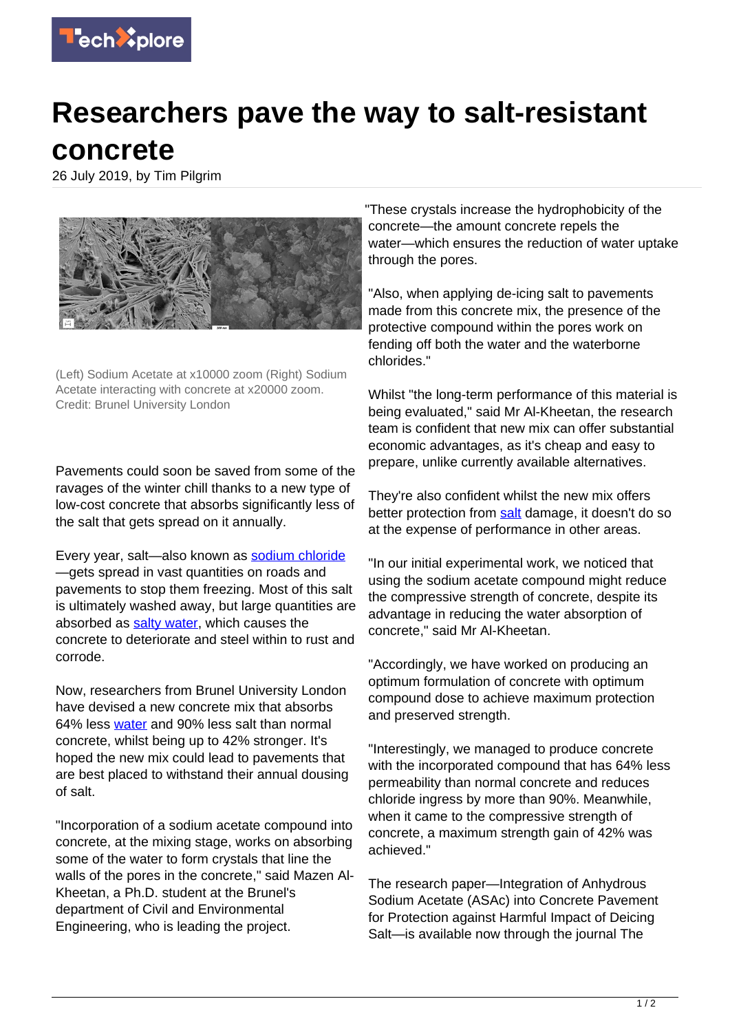# Researchers pave the way to salt-resistant concrete

26 July 2019, by Tim Pilgrim

(Left) Sodium Acetate at x10000 zoom (Right) Sodium Acetate interacting with concrete at x20000 zoom. Credit: Brunel University London

Pavements could soon be saved from some of the ravages of the winter chill thanks to a new type of low-cost concrete that absorbs significantly less of the salt that gets spread on it annually.

Every year, salt—also known as sodium chloride—gets spread in vast quantities on roads and pavements to stop them freezing. Most of this salt is ultimately washed away, but large quantities are absorbed as salty water, which causes the concrete to deteriorate and steel within to rust and corrode.

Now, researchers from Brunel University London have devised a new concrete mix that absorbs 64% less water and 90% less salt than normal concrete, whilst being up to 42% stronger. It's hoped the new mix could lead to pavements that are best placed to withstand their annual dousing of salt.

"Incorporation of a sodium acetate compound into concrete, at the mixing stage, works on absorbing some of the water to form crystals that line the walls of the pores in the concrete," said Mazen Al-Kheetan, a Ph.D. student at the Brunel's department of Civil and Environmental Engineering, who is leading the project.

"These crystals increase the hydrophobicity of the concrete—the amount concrete repels the water—which ensures the reduction of water uptake through the pores.

"Also, when applying de-icing salt to pavements made from this concrete mix, the presence of the protective compound within the pores work on fending off both the water and the waterborne chlorides."

Whilst "the long-term performance of this material is being evaluated," said Mr Al-Kheetan, the research team is confident that new mix can offer substantial economic advantages, as it's cheap and easy to prepare, unlike currently available alternatives.

They're also confident whilst the new mix offers better protection from salt damage, it doesn't do so at the expense of performance in other areas.

"In our initial experimental work, we noticed that using the sodium acetate compound might reduce the compressive strength of concrete, despite its advantage in reducing the water absorption of concrete," said Mr Al-Kheetan.

"Accordingly, we have worked on producing an optimum formulation of concrete with optimum compound dose to achieve maximum protection and preserved strength.

"Interestingly, we managed to produce concrete with the incorporated compound that has 64% less permeability than normal concrete and reduces chloride ingress by more than 90%. Meanwhile, when it came to the compressive strength of concrete, a maximum strength gain of 42% was achieved."

The research paper—Integration of Anhydrous Sodium Acetate (ASAc) into Concrete Pavement for Protection against Harmful Impact of Deicing Salt—is available now through the journal The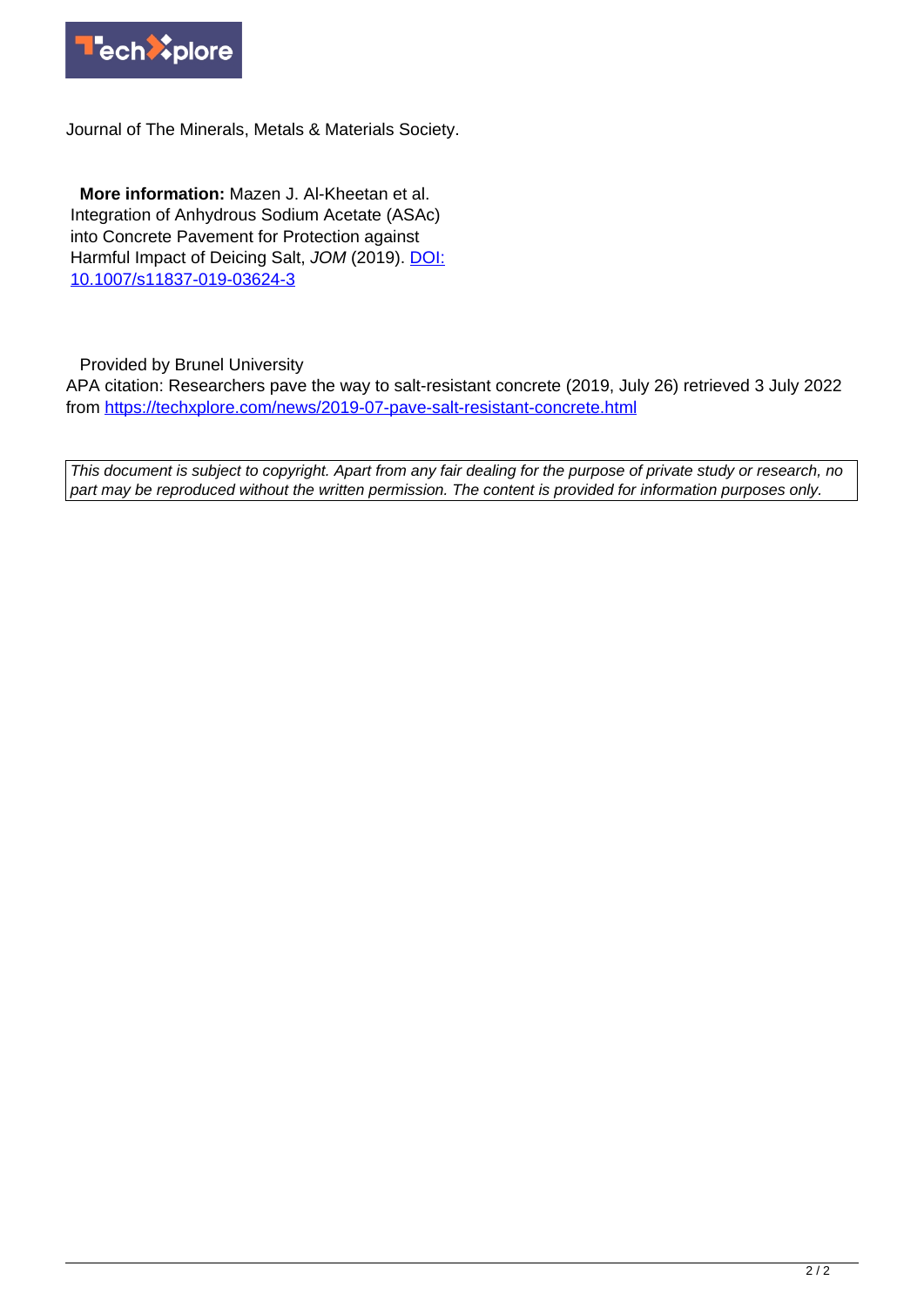Journal of The Minerals, Metals & Materials Society.

**More information:** Mazen J. Al-Kheetan et al. Integration of Anhydrous Sodium Acetate (ASAc) into Concrete Pavement for Protection against Harmful Impact of Deicing Salt, *JOM* (2019). [DOI: 10.1007/s11837-019-03624-3](https://doi.org/10.1007/s11837-019-03624-3)

Provided by Brunel University

APA citation: Researchers pave the way to salt-resistant concrete (2019, July 26) retrieved 3 July 2022 from https://techxplore.com/news/2019-07-pave-salt-resistant-concrete.html

*This document is subject to copyright. Apart from any fair dealing for the purpose of private study or research, no part may be reproduced without the written permission. The content is provided for information purposes only.*